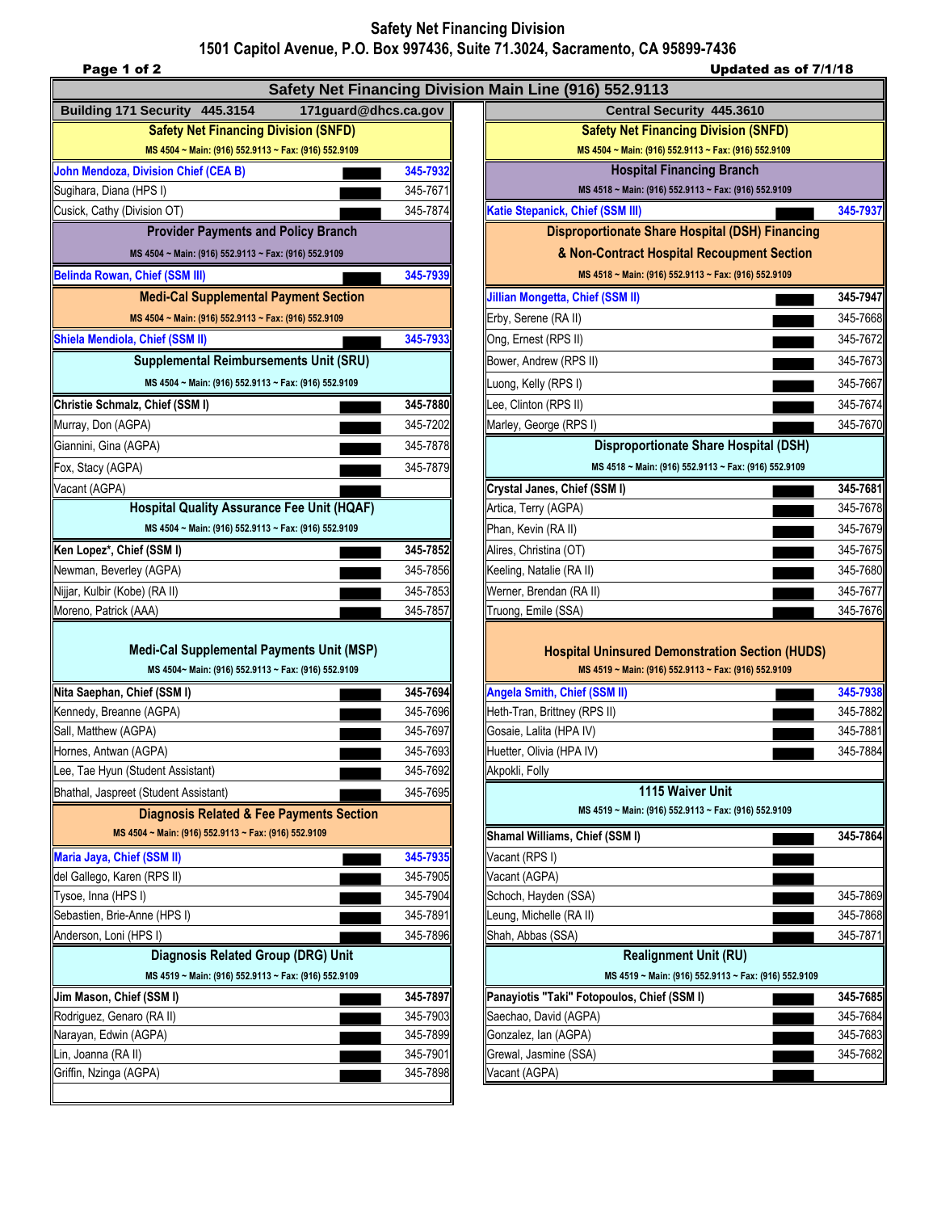# Safety Net Financing Division

**1501 Capitol Avenue, P.O. Box 997436, Suite 71.3024, Sacramento, CA 95899-7436**

Updated as of 7/1/18

## Safety Net Financing Division Main Line (916) 552.9113

Building 171 Security 445.3154 171guard@dhcs.ca.gov

### Safety Net Financing Division (SNFD)

MS 4504 ~ Main: (916) 552.9113 ~ Fax: (916) 552.9109

| Name | Phone |
|---|---|
| John Mendoza, Division Chief (CEA B) | 345-7932 |
| Sugihara, Diana (HPS I) | 345-7671 |
| Cusick, Cathy (Division OT) | 345-7874 |

### Provider Payments and Policy Branch

MS 4504 ~ Main: (916) 552.9113 ~ Fax: (916) 552.9109

| Name | Phone |
|---|---|
| Belinda Rowan, Chief (SSM III) | 345-7939 |

### Medi-Cal Supplemental Payment Section

MS 4504 ~ Main: (916) 552.9113 ~ Fax: (916) 552.9109

| Name | Phone |
|---|---|
| Shiela Mendiola, Chief (SSM II) | 345-7933 |

### Supplemental Reimbursements Unit (SRU)

MS 4504 ~ Main: (916) 552.9113 ~ Fax: (916) 552.9109

| Name | Phone |
|---|---|
| **Christie Schmalz, Chief (SSM I)** | **345-7880** |
| Murray, Don (AGPA) | 345-7202 |
| Giannini, Gina (AGPA) | 345-7878 |
| Fox, Stacy (AGPA) | 345-7879 |
| Vacant (AGPA) | |

### Hospital Quality Assurance Fee Unit (HQAF)

MS 4504 ~ Main: (916) 552.9113 ~ Fax: (916) 552.9109

| Name | Phone |
|---|---|
| **Ken Lopez*, Chief (SSM I)** | **345-7852** |
| Newman, Beverley (AGPA) | 345-7856 |
| Nijjar, Kulbir (Kobe) (RA II) | 345-7853 |
| Moreno, Patrick (AAA) | 345-7857 |

### Medi-Cal Supplemental Payments Unit (MSP)

MS 4504~ Main: (916) 552.9113 ~ Fax: (916) 552.9109

| Name | Phone |
|---|---|
| **Nita Saephan, Chief (SSM I)** | **345-7694** |
| Kennedy, Breanne (AGPA) | 345-7696 |
| Sall, Matthew (AGPA) | 345-7697 |
| Hornes, Antwan (AGPA) | 345-7693 |
| Lee, Tae Hyun (Student Assistant) | 345-7692 |
| Bhathal, Jaspreet (Student Assistant) | 345-7695 |

### Diagnosis Related & Fee Payments Section

MS 4504 ~ Main: (916) 552.9113 ~ Fax: (916) 552.9109

| Name | Phone |
|---|---|
| Maria Jaya, Chief (SSM II) | 345-7935 |
| del Gallego, Karen (RPS II) | 345-7905 |
| Tysoe, Inna (HPS I) | 345-7904 |
| Sebastien, Brie-Anne (HPS I) | 345-7891 |
| Anderson, Loni (HPS I) | 345-7896 |

### Diagnosis Related Group (DRG) Unit

MS 4519 ~ Main: (916) 552.9113 ~ Fax: (916) 552.9109

| Name | Phone |
|---|---|
| **Jim Mason, Chief (SSM I)** | **345-7897** |
| Rodriguez, Genaro (RA II) | 345-7903 |
| Narayan, Edwin (AGPA) | 345-7899 |
| Lin, Joanna (RA II) | 345-7901 |
| Griffin, Nzinga (AGPA) | 345-7898 |

Central Security 445.3610

### Safety Net Financing Division (SNFD)

MS 4504 ~ Main: (916) 552.9113 ~ Fax: (916) 552.9109

### Hospital Financing Branch

MS 4518 ~ Main: (916) 552.9113 ~ Fax: (916) 552.9109

| Name | Phone |
|---|---|
| Katie Stepanick, Chief (SSM III) | 345-7937 |

### Disproportionate Share Hospital (DSH) Financing & Non-Contract Hospital Recoupment Section

MS 4518 ~ Main: (916) 552.9113 ~ Fax: (916) 552.9109

| Name | Phone |
|---|---|
| Jillian Mongetta, Chief (SSM II) | 345-7947 |
| Erby, Serene (RA II) | 345-7668 |
| Ong, Ernest (RPS II) | 345-7672 |
| Bower, Andrew (RPS II) | 345-7673 |
| Luong, Kelly (RPS I) | 345-7667 |
| Lee, Clinton (RPS II) | 345-7674 |
| Marley, George (RPS I) | 345-7670 |

### Disproportionate Share Hospital (DSH)

MS 4518 ~ Main: (916) 552.9113 ~ Fax: (916) 552.9109

| Name | Phone |
|---|---|
| **Crystal Janes, Chief (SSM I)** | **345-7681** |
| Artica, Terry (AGPA) | 345-7678 |
| Phan, Kevin (RA II) | 345-7679 |
| Alires, Christina (OT) | 345-7675 |
| Keeling, Natalie (RA II) | 345-7680 |
| Werner, Brendan (RA II) | 345-7677 |
| Truong, Emile (SSA) | 345-7676 |

### Hospital Uninsured Demonstration Section (HUDS)

MS 4519 ~ Main: (916) 552.9113 ~ Fax: (916) 552.9109

| Name | Phone |
|---|---|
| Angela Smith, Chief (SSM II) | 345-7938 |
| Heth-Tran, Brittney (RPS II) | 345-7882 |
| Gosaie, Lalita (HPA IV) | 345-7881 |
| Huetter, Olivia (HPA IV) | 345-7884 |
| Akpokli, Folly | |

### 1115 Waiver Unit

MS 4519 ~ Main: (916) 552.9113 ~ Fax: (916) 552.9109

| Name | Phone |
|---|---|
| **Shamal Williams, Chief (SSM I)** | **345-7864** |
| Vacant (RPS I) | |
| Vacant (AGPA) | |
| Schoch, Hayden (SSA) | 345-7869 |
| Leung, Michelle (RA II) | 345-7868 |
| Shah, Abbas (SSA) | 345-7871 |

### Realignment Unit (RU)

MS 4519 ~ Main: (916) 552.9113 ~ Fax: (916) 552.9109

| Name | Phone |
|---|---|
| **Panayiotis "Taki" Fotopoulos, Chief (SSM I)** | **345-7685** |
| Saechao, David (AGPA) | 345-7684 |
| Gonzalez, Ian (AGPA) | 345-7683 |
| Grewal, Jasmine (SSA) | 345-7682 |
| Vacant (AGPA) | |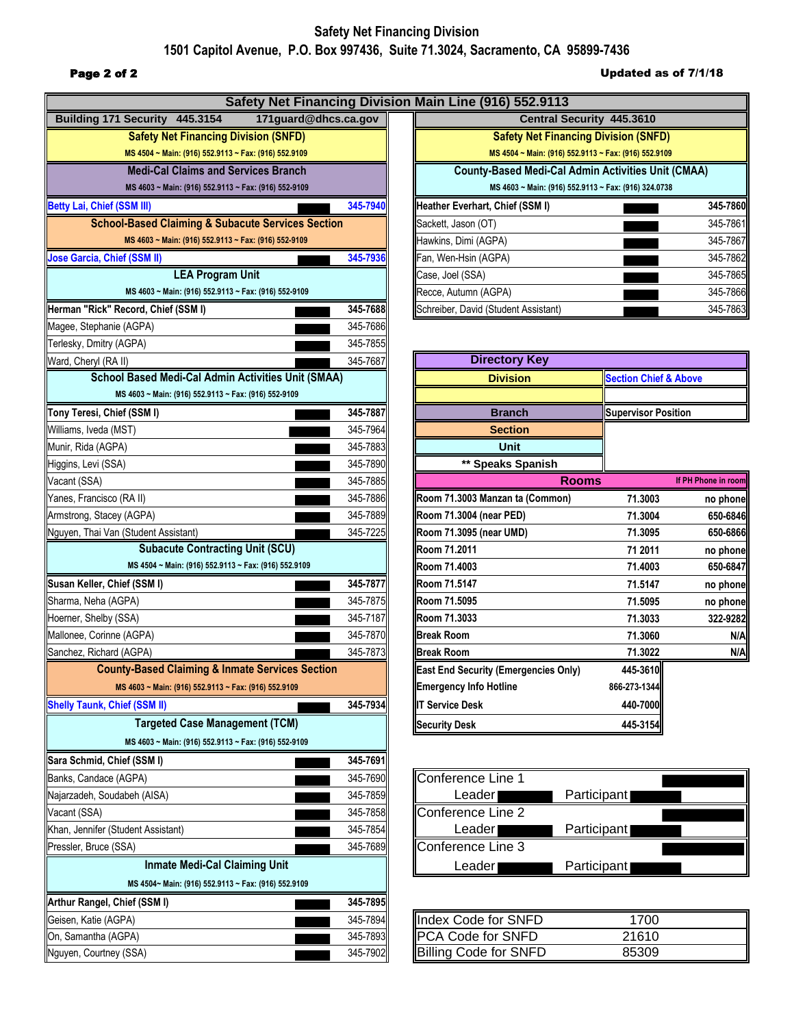# Safety Net Financing Division

**1501 Capitol Avenue, P.O. Box 997436, Suite 71.3024, Sacramento, CA 95899-7436**

**Updated as of 7/1/18**

## Safety Net Financing Division Main Line (916) 552.9113

| Building 171 Security 445.3154 | 171guard@dhcs.ca.gov | |
|---|---|---|
| **Safety Net Financing Division (SNFD)** MS 4504 ~ Main: (916) 552.9113 ~ Fax: (916) 552.9109 | | |
| **Medi-Cal Claims and Services Branch** MS 4603 ~ Main: (916) 552.9113 ~ Fax: (916) 552-9109 | | |
| Betty Lai, Chief (SSM III) | | 345-7940 |
| **School-Based Claiming & Subacute Services Section** MS 4603 ~ Main: (916) 552.9113 ~ Fax: (916) 552-9109 | | |
| Jose Garcia, Chief (SSM II) | | 345-7936 |
| **LEA Program Unit** MS 4603 ~ Main: (916) 552.9113 ~ Fax: (916) 552-9109 | | |
| Herman "Rick" Record, Chief (SSM I) | | 345-7688 |
| Magee, Stephanie (AGPA) | | 345-7686 |
| Terlesky, Dmitry (AGPA) | | 345-7855 |
| Ward, Cheryl (RA II) | | 345-7687 |
| **School Based Medi-Cal Admin Activities Unit (SMAA)** MS 4603 ~ Main: (916) 552.9113 ~ Fax: (916) 552-9109 | | |
| Tony Teresi, Chief (SSM I) | | 345-7887 |
| Williams, Iveda (MST) | | 345-7964 |
| Munir, Rida (AGPA) | | 345-7883 |
| Higgins, Levi (SSA) | | 345-7890 |
| Vacant (SSA) | | 345-7885 |
| Yanes, Francisco (RA II) | | 345-7886 |
| Armstrong, Stacey (AGPA) | | 345-7889 |
| Nguyen, Thai Van (Student Assistant) | | 345-7225 |
| **Subacute Contracting Unit (SCU)** MS 4504 ~ Main: (916) 552.9113 ~ Fax: (916) 552.9109 | | |
| Susan Keller, Chief (SSM I) | | 345-7877 |
| Sharma, Neha (AGPA) | | 345-7875 |
| Hoerner, Shelby (SSA) | | 345-7187 |
| Mallonee, Corinne (AGPA) | | 345-7870 |
| Sanchez, Richard (AGPA) | | 345-7873 |
| **County-Based Claiming & Inmate Services Section** MS 4603 ~ Main: (916) 552.9113 ~ Fax: (916) 552.9109 | | |
| Shelly Taunk, Chief (SSM II) | | 345-7934 |
| **Targeted Case Management (TCM)** MS 4603 ~ Main: (916) 552.9113 ~ Fax: (916) 552-9109 | | |
| Sara Schmid, Chief (SSM I) | | 345-7691 |
| Banks, Candace (AGPA) | | 345-7690 |
| Najarzadeh, Soudabeh (AISA) | | 345-7859 |
| Vacant (SSA) | | 345-7858 |
| Khan, Jennifer (Student Assistant) | | 345-7854 |
| Pressler, Bruce (SSA) | | 345-7689 |
| **Inmate Medi-Cal Claiming Unit** MS 4504~ Main: (916) 552.9113 ~ Fax: (916) 552.9109 | | |
| Arthur Rangel, Chief (SSM I) | | 345-7895 |
| Geisen, Katie (AGPA) | | 345-7894 |
| On, Samantha (AGPA) | | 345-7893 |
| Nguyen, Courtney (SSA) | | 345-7902 |

| Central Security 445.3610 | | |
|---|---|---|
| **Safety Net Financing Division (SNFD)** MS 4504 ~ Main: (916) 552.9113 ~ Fax: (916) 552.9109 | | |
| **County-Based Medi-Cal Admin Activities Unit (CMAA)** MS 4603 ~ Main: (916) 552.9113 ~ Fax: (916) 324.0738 | | |
| Heather Everhart, Chief (SSM I) | | 345-7860 |
| Sackett, Jason (OT) | | 345-7861 |
| Hawkins, Dimi (AGPA) | | 345-7867 |
| Fan, Wen-Hsin (AGPA) | | 345-7862 |
| Case, Joel (SSA) | | 345-7865 |
| Recce, Autumn (AGPA) | | 345-7866 |
| Schreiber, David (Student Assistant) | | 345-7863 |

| Directory Key | |
|---|---|
| Division | Section Chief & Above |
| | |
| Branch | Supervisor Position |
| Section | |
| Unit | |
| ** Speaks Spanish | |

| Rooms | | If PH Phone in room |
|---|---|---|
| Room 71.3003 Manzan ta (Common) | 71.3003 | no phone |
| Room 71.3004 (near PED) | 71.3004 | 650-6846 |
| Room 71.3095 (near UMD) | 71.3095 | 650-6866 |
| Room 71.2011 | 71 2011 | no phone |
| Room 71.4003 | 71.4003 | 650-6847 |
| Room 71.5147 | 71.5147 | no phone |
| Room 71.5095 | 71.5095 | no phone |
| Room 71.3033 | 71.3033 | 322-9282 |
| Break Room | 71.3060 | N/A |
| Break Room | 71.3022 | N/A |
| East End Security (Emergencies Only) | 445-3610 | |
| Emergency Info Hotline | 866-273-1344 | |
| IT Service Desk | 440-7000 | |
| Security Desk | 445-3154 | |

| | | | |
|---|---|---|---|
| Conference Line 1 | | | |
| Leader | | Participant | |
| Conference Line 2 | | | |
| Leader | | Participant | |
| Conference Line 3 | | | |
| Leader | | Participant | |

| | |
|---|---|
| Index Code for SNFD | 1700 |
| PCA Code for SNFD | 21610 |
| Billing Code for SNFD | 85309 |